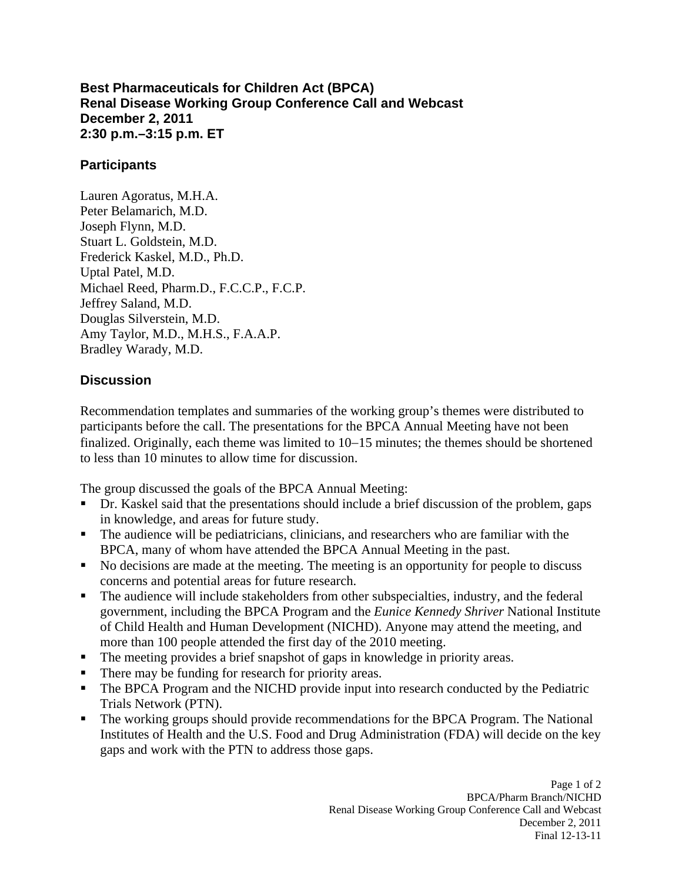**Best Pharmaceuticals for Children Act (BPCA)**
**Renal Disease Working Group Conference Call and Webcast**
**December 2, 2011**
**2:30 p.m.–3:15 p.m. ET**

## Participants

Lauren Agoratus, M.H.A.
Peter Belamarich, M.D.
Joseph Flynn, M.D.
Stuart L. Goldstein, M.D.
Frederick Kaskel, M.D., Ph.D.
Uptal Patel, M.D.
Michael Reed, Pharm.D., F.C.C.P., F.C.P.
Jeffrey Saland, M.D.
Douglas Silverstein, M.D.
Amy Taylor, M.D., M.H.S., F.A.A.P.
Bradley Warady, M.D.

## Discussion

Recommendation templates and summaries of the working group's themes were distributed to participants before the call. The presentations for the BPCA Annual Meeting have not been finalized. Originally, each theme was limited to 10–15 minutes; the themes should be shortened to less than 10 minutes to allow time for discussion.

The group discussed the goals of the BPCA Annual Meeting:

- Dr. Kaskel said that the presentations should include a brief discussion of the problem, gaps in knowledge, and areas for future study.
- The audience will be pediatricians, clinicians, and researchers who are familiar with the BPCA, many of whom have attended the BPCA Annual Meeting in the past.
- No decisions are made at the meeting. The meeting is an opportunity for people to discuss concerns and potential areas for future research.
- The audience will include stakeholders from other subspecialties, industry, and the federal government, including the BPCA Program and the *Eunice Kennedy Shriver* National Institute of Child Health and Human Development (NICHD). Anyone may attend the meeting, and more than 100 people attended the first day of the 2010 meeting.
- The meeting provides a brief snapshot of gaps in knowledge in priority areas.
- There may be funding for research for priority areas.
- The BPCA Program and the NICHD provide input into research conducted by the Pediatric Trials Network (PTN).
- The working groups should provide recommendations for the BPCA Program. The National Institutes of Health and the U.S. Food and Drug Administration (FDA) will decide on the key gaps and work with the PTN to address those gaps.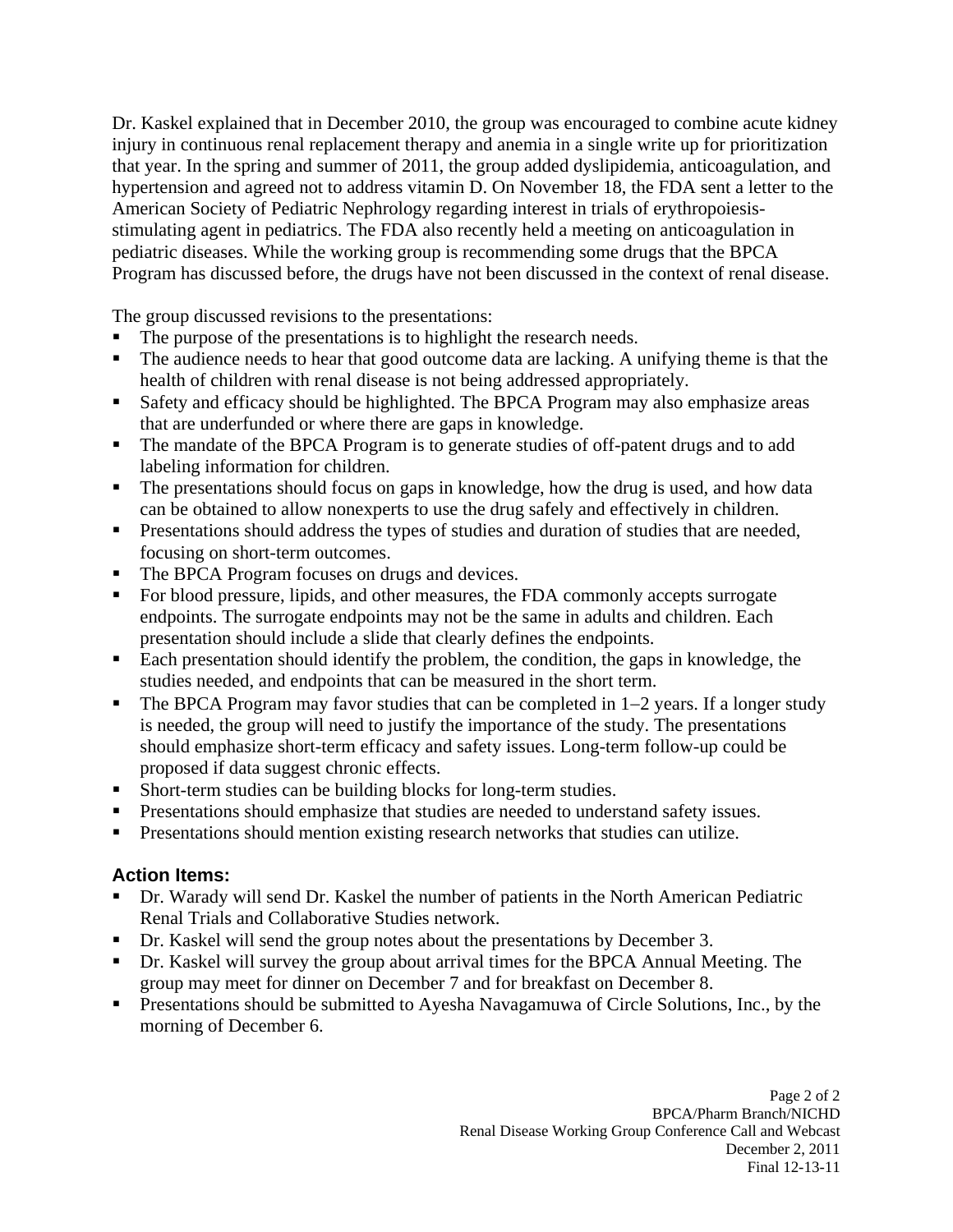Dr. Kaskel explained that in December 2010, the group was encouraged to combine acute kidney injury in continuous renal replacement therapy and anemia in a single write up for prioritization that year. In the spring and summer of 2011, the group added dyslipidemia, anticoagulation, and hypertension and agreed not to address vitamin D. On November 18, the FDA sent a letter to the American Society of Pediatric Nephrology regarding interest in trials of erythropoiesis-stimulating agent in pediatrics. The FDA also recently held a meeting on anticoagulation in pediatric diseases. While the working group is recommending some drugs that the BPCA Program has discussed before, the drugs have not been discussed in the context of renal disease.

The group discussed revisions to the presentations:

- The purpose of the presentations is to highlight the research needs.
- The audience needs to hear that good outcome data are lacking. A unifying theme is that the health of children with renal disease is not being addressed appropriately.
- Safety and efficacy should be highlighted. The BPCA Program may also emphasize areas that are underfunded or where there are gaps in knowledge.
- The mandate of the BPCA Program is to generate studies of off-patent drugs and to add labeling information for children.
- The presentations should focus on gaps in knowledge, how the drug is used, and how data can be obtained to allow nonexperts to use the drug safely and effectively in children.
- Presentations should address the types of studies and duration of studies that are needed, focusing on short-term outcomes.
- The BPCA Program focuses on drugs and devices.
- For blood pressure, lipids, and other measures, the FDA commonly accepts surrogate endpoints. The surrogate endpoints may not be the same in adults and children. Each presentation should include a slide that clearly defines the endpoints.
- Each presentation should identify the problem, the condition, the gaps in knowledge, the studies needed, and endpoints that can be measured in the short term.
- The BPCA Program may favor studies that can be completed in 1–2 years. If a longer study is needed, the group will need to justify the importance of the study. The presentations should emphasize short-term efficacy and safety issues. Long-term follow-up could be proposed if data suggest chronic effects.
- Short-term studies can be building blocks for long-term studies.
- Presentations should emphasize that studies are needed to understand safety issues.
- Presentations should mention existing research networks that studies can utilize.

### Action Items:

- Dr. Warady will send Dr. Kaskel the number of patients in the North American Pediatric Renal Trials and Collaborative Studies network.
- Dr. Kaskel will send the group notes about the presentations by December 3.
- Dr. Kaskel will survey the group about arrival times for the BPCA Annual Meeting. The group may meet for dinner on December 7 and for breakfast on December 8.
- Presentations should be submitted to Ayesha Navagamuwa of Circle Solutions, Inc., by the morning of December 6.